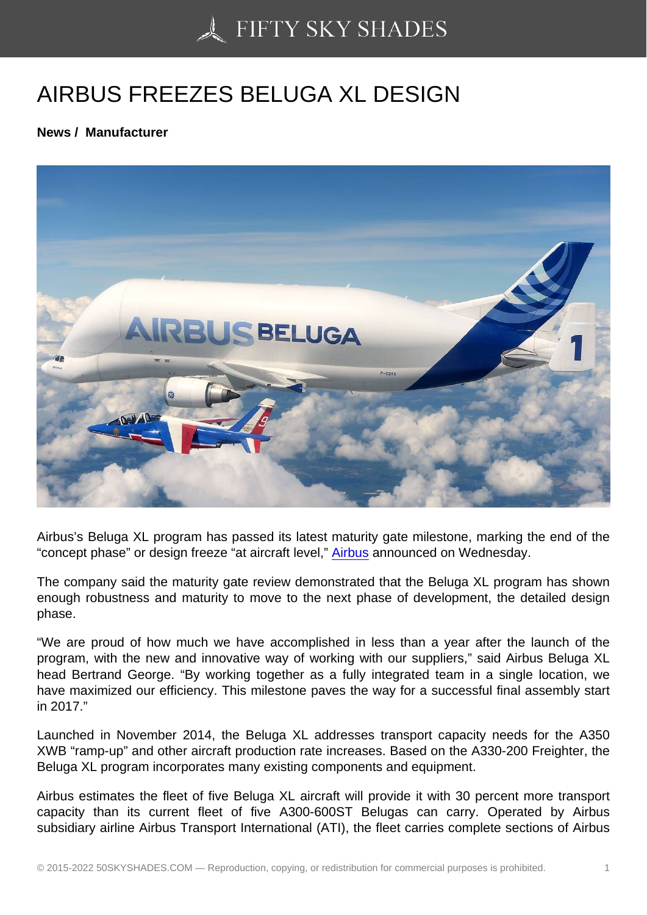# AIRBUS FREEZES BELUGA XL DESIGN

**News / Manufacturer**

Airbus's Beluga XL program has passed its latest maturity gate milestone, marking the end of the "concept phase" or design freeze "at aircraft level," Airbus announced on Wednesday.

The company said the maturity gate review demonstrated that the Beluga XL program has shown enough robustness and maturity to move to the next phase of development, the detailed design phase.

"We are proud of how much we have accomplished in less than a year after the launch of the program, with the new and innovative way of working with our suppliers," said Airbus Beluga XL head Bertrand George. "By working together as a fully integrated team in a single location, we have maximized our efficiency. This milestone paves the way for a successful final assembly start in 2017."

Launched in November 2014, the Beluga XL addresses transport capacity needs for the A350 XWB "ramp-up" and other aircraft production rate increases. Based on the A330-200 Freighter, the Beluga XL program incorporates many existing components and equipment.

Airbus estimates the fleet of five Beluga XL aircraft will provide it with 30 percent more transport capacity than its current fleet of five A300-600ST Belugas can carry. Operated by Airbus subsidiary airline Airbus Transport International (ATI), the fleet carries complete sections of Airbus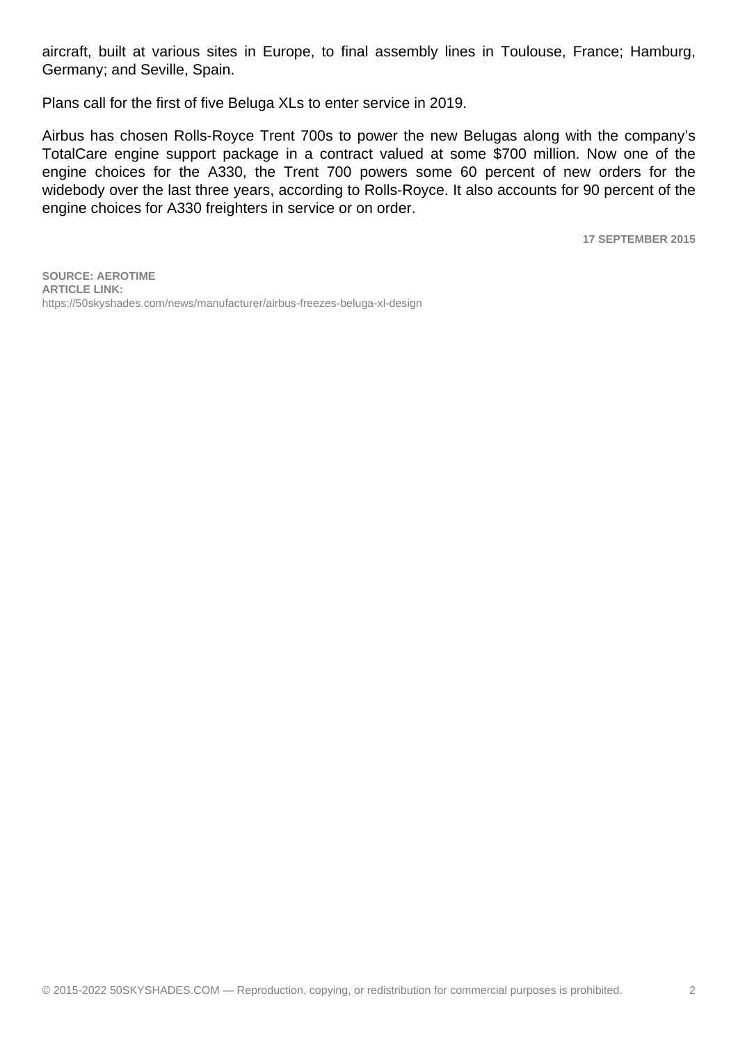aircraft, built at various sites in Europe, to final assembly lines in Toulouse, France; Hamburg, Germany; and Seville, Spain.

Plans call for the first of five Beluga XLs to enter service in 2019.

Airbus has chosen Rolls-Royce Trent 700s to power the new Belugas along with the company's TotalCare engine support package in a contract valued at some $700 million. Now one of the engine choices for the A330, the Trent 700 powers some 60 percent of new orders for the widebody over the last three years, according to Rolls-Royce. It also accounts for 90 percent of the engine choices for A330 freighters in service or on order.

**17 SEPTEMBER 2015**

**SOURCE: AEROTIME**
**ARTICLE LINK:**
https://50skyshades.com/news/manufacturer/airbus-freezes-beluga-xl-design